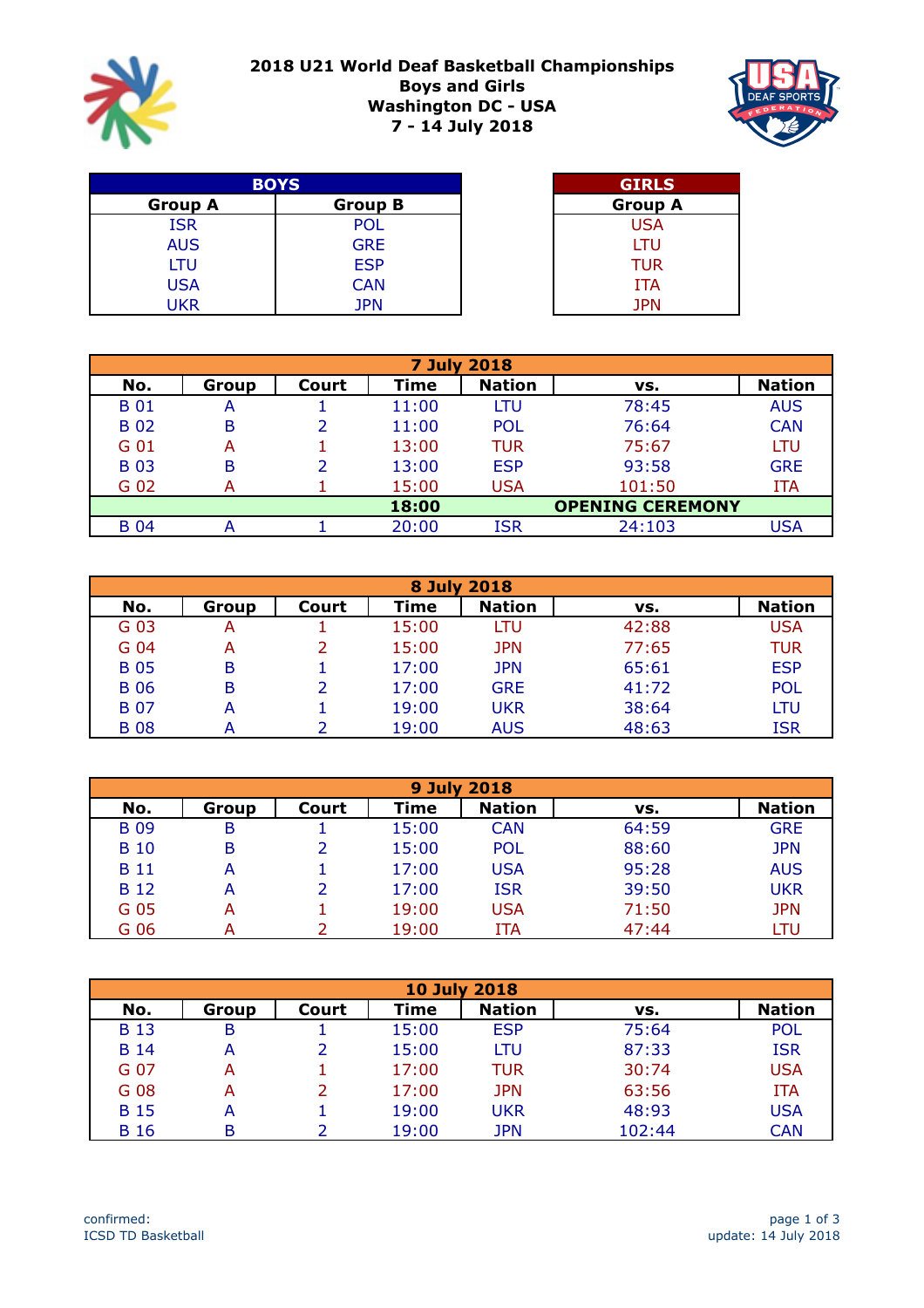# 2018 U21 World Deaf Basketball Championships
## Boys and Girls
## Washington DC - USA
## 7 - 14 July 2018

| BOYS | |
|---|---|
| **Group A** | **Group B** |
| ISR | POL |
| AUS | GRE |
| LTU | ESP |
| USA | CAN |
| UKR | JPN |

| GIRLS |
|---|
| **Group A** |
| USA |
| LTU |
| TUR |
| ITA |
| JPN |

| 7 July 2018 | | | | | | |
|---|---|---|---|---|---|---|
| **No.** | **Group** | **Court** | **Time** | **Nation** | **vs.** | **Nation** |
| B 01 | A | 1 | 11:00 | LTU | 78:45 | AUS |
| B 02 | B | 2 | 11:00 | POL | 76:64 | CAN |
| G 01 | A | 1 | 13:00 | TUR | 75:67 | LTU |
| B 03 | B | 2 | 13:00 | ESP | 93:58 | GRE |
| G 02 | A | 1 | 15:00 | USA | 101:50 | ITA |
| | | | **18:00** | | **OPENING CEREMONY** | |
| B 04 | A | 1 | 20:00 | ISR | 24:103 | USA |

| 8 July 2018 | | | | | | |
|---|---|---|---|---|---|---|
| **No.** | **Group** | **Court** | **Time** | **Nation** | **vs.** | **Nation** |
| G 03 | A | 1 | 15:00 | LTU | 42:88 | USA |
| G 04 | A | 2 | 15:00 | JPN | 77:65 | TUR |
| B 05 | B | 1 | 17:00 | JPN | 65:61 | ESP |
| B 06 | B | 2 | 17:00 | GRE | 41:72 | POL |
| B 07 | A | 1 | 19:00 | UKR | 38:64 | LTU |
| B 08 | A | 2 | 19:00 | AUS | 48:63 | ISR |

| 9 July 2018 | | | | | | |
|---|---|---|---|---|---|---|
| **No.** | **Group** | **Court** | **Time** | **Nation** | **vs.** | **Nation** |
| B 09 | B | 1 | 15:00 | CAN | 64:59 | GRE |
| B 10 | B | 2 | 15:00 | POL | 88:60 | JPN |
| B 11 | A | 1 | 17:00 | USA | 95:28 | AUS |
| B 12 | A | 2 | 17:00 | ISR | 39:50 | UKR |
| G 05 | A | 1 | 19:00 | USA | 71:50 | JPN |
| G 06 | A | 2 | 19:00 | ITA | 47:44 | LTU |

| 10 July 2018 | | | | | | |
|---|---|---|---|---|---|---|
| **No.** | **Group** | **Court** | **Time** | **Nation** | **vs.** | **Nation** |
| B 13 | B | 1 | 15:00 | ESP | 75:64 | POL |
| B 14 | A | 2 | 15:00 | LTU | 87:33 | ISR |
| G 07 | A | 1 | 17:00 | TUR | 30:74 | USA |
| G 08 | A | 2 | 17:00 | JPN | 63:56 | ITA |
| B 15 | A | 1 | 19:00 | UKR | 48:93 | USA |
| B 16 | B | 2 | 19:00 | JPN | 102:44 | CAN |

confirmed:
ICSD TD Basketball

update: 14 July 2018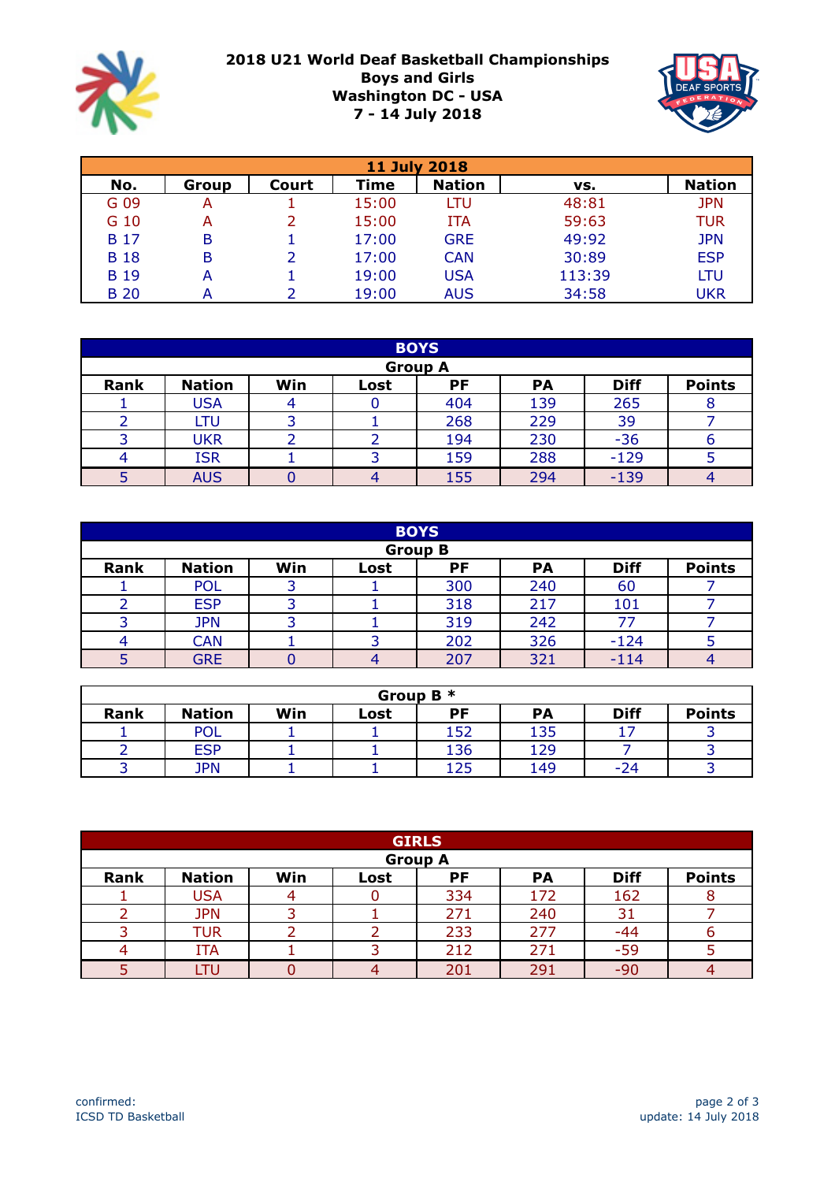# 2018 U21 World Deaf Basketball Championships
## Boys and Girls
## Washington DC - USA
## 7 - 14 July 2018

| 11 July 2018 | | | | | | |
|---|---|---|---|---|---|---|
| **No.** | **Group** | **Court** | **Time** | **Nation** | **vs.** | **Nation** |
| G 09 | A | 1 | 15:00 | LTU | 48:81 | JPN |
| G 10 | A | 2 | 15:00 | ITA | 59:63 | TUR |
| B 17 | B | 1 | 17:00 | GRE | 49:92 | JPN |
| B 18 | B | 2 | 17:00 | CAN | 30:89 | ESP |
| B 19 | A | 1 | 19:00 | USA | 113:39 | LTU |
| B 20 | A | 2 | 19:00 | AUS | 34:58 | UKR |

| BOYS Group A | | | | | | | |
|---|---|---|---|---|---|---|---|
| **Rank** | **Nation** | **Win** | **Lost** | **PF** | **PA** | **Diff** | **Points** |
| 1 | USA | 4 | 0 | 404 | 139 | 265 | 8 |
| 2 | LTU | 3 | 1 | 268 | 229 | 39 | 7 |
| 3 | UKR | 2 | 2 | 194 | 230 | -36 | 6 |
| 4 | ISR | 1 | 3 | 159 | 288 | -129 | 5 |
| 5 | AUS | 0 | 4 | 155 | 294 | -139 | 4 |

| BOYS Group B | | | | | | | |
|---|---|---|---|---|---|---|---|
| **Rank** | **Nation** | **Win** | **Lost** | **PF** | **PA** | **Diff** | **Points** |
| 1 | POL | 3 | 1 | 300 | 240 | 60 | 7 |
| 2 | ESP | 3 | 1 | 318 | 217 | 101 | 7 |
| 3 | JPN | 3 | 1 | 319 | 242 | 77 | 7 |
| 4 | CAN | 1 | 3 | 202 | 326 | -124 | 5 |
| 5 | GRE | 0 | 4 | 207 | 321 | -114 | 4 |

| Group B * | | | | | | | |
|---|---|---|---|---|---|---|---|
| **Rank** | **Nation** | **Win** | **Lost** | **PF** | **PA** | **Diff** | **Points** |
| 1 | POL | 1 | 1 | 152 | 135 | 17 | 3 |
| 2 | ESP | 1 | 1 | 136 | 129 | 7 | 3 |
| 3 | JPN | 1 | 1 | 125 | 149 | -24 | 3 |

| GIRLS Group A | | | | | | | |
|---|---|---|---|---|---|---|---|
| **Rank** | **Nation** | **Win** | **Lost** | **PF** | **PA** | **Diff** | **Points** |
| 1 | USA | 4 | 0 | 334 | 172 | 162 | 8 |
| 2 | JPN | 3 | 1 | 271 | 240 | 31 | 7 |
| 3 | TUR | 2 | 2 | 233 | 277 | -44 | 6 |
| 4 | ITA | 1 | 3 | 212 | 271 | -59 | 5 |
| 5 | LTU | 0 | 4 | 201 | 291 | -90 | 4 |

confirmed:
ICSD TD Basketball

update: 14 July 2018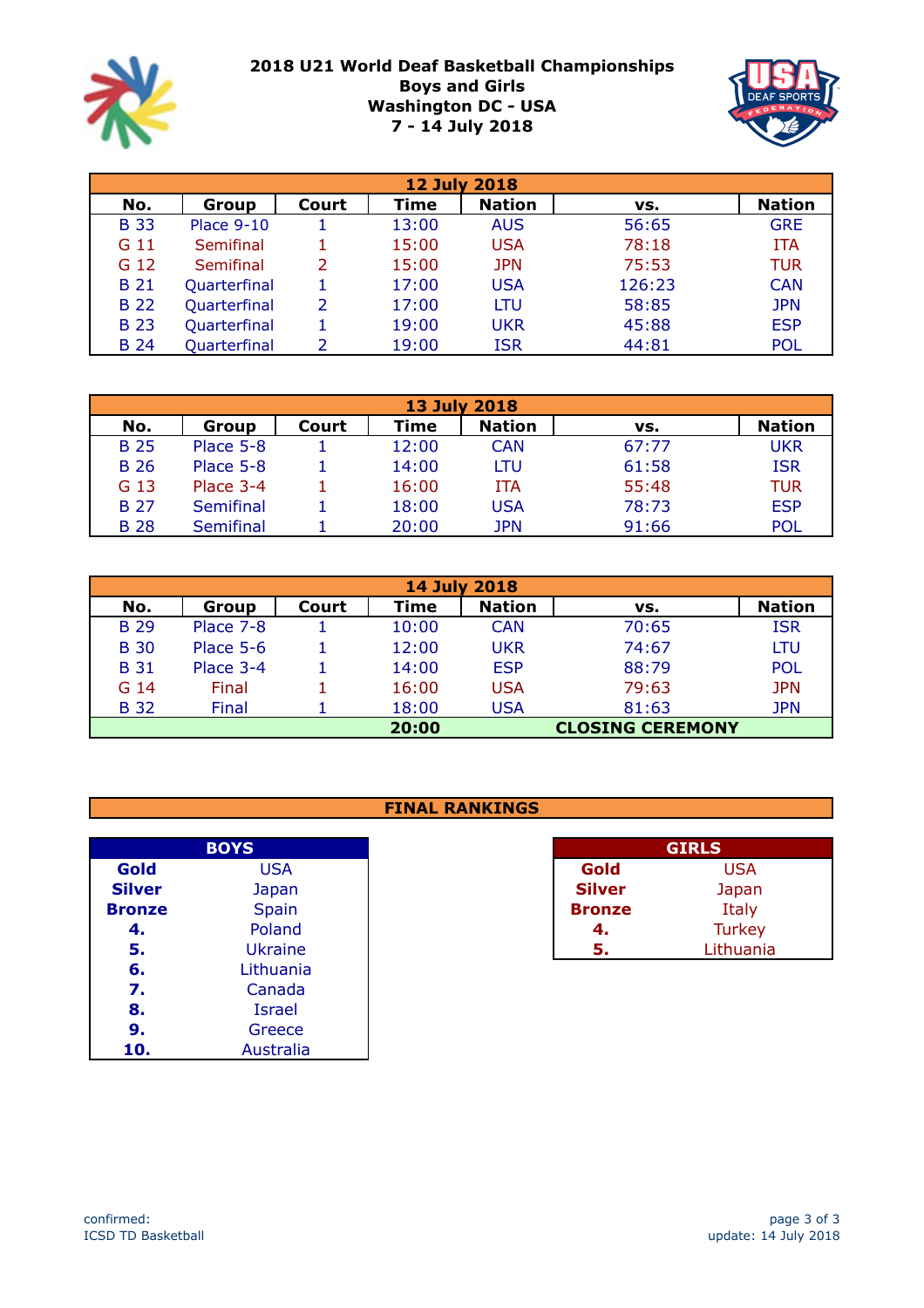# 2018 U21 World Deaf Basketball Championships
## Boys and Girls
## Washington DC - USA
## 7 - 14 July 2018

| 12 July 2018 | | | | | | |
|---|---|---|---|---|---|---|
| **No.** | **Group** | **Court** | **Time** | **Nation** | **vs.** | **Nation** |
| B 33 | Place 9-10 | 1 | 13:00 | AUS | 56:65 | GRE |
| G 11 | Semifinal | 1 | 15:00 | USA | 78:18 | ITA |
| G 12 | Semifinal | 2 | 15:00 | JPN | 75:53 | TUR |
| B 21 | Quarterfinal | 1 | 17:00 | USA | 126:23 | CAN |
| B 22 | Quarterfinal | 2 | 17:00 | LTU | 58:85 | JPN |
| B 23 | Quarterfinal | 1 | 19:00 | UKR | 45:88 | ESP |
| B 24 | Quarterfinal | 2 | 19:00 | ISR | 44:81 | POL |

| 13 July 2018 | | | | | | |
|---|---|---|---|---|---|---|
| **No.** | **Group** | **Court** | **Time** | **Nation** | **vs.** | **Nation** |
| B 25 | Place 5-8 | 1 | 12:00 | CAN | 67:77 | UKR |
| B 26 | Place 5-8 | 1 | 14:00 | LTU | 61:58 | ISR |
| G 13 | Place 3-4 | 1 | 16:00 | ITA | 55:48 | TUR |
| B 27 | Semifinal | 1 | 18:00 | USA | 78:73 | ESP |
| B 28 | Semifinal | 1 | 20:00 | JPN | 91:66 | POL |

| 14 July 2018 | | | | | | |
|---|---|---|---|---|---|---|
| **No.** | **Group** | **Court** | **Time** | **Nation** | **vs.** | **Nation** |
| B 29 | Place 7-8 | 1 | 10:00 | CAN | 70:65 | ISR |
| B 30 | Place 5-6 | 1 | 12:00 | UKR | 74:67 | LTU |
| B 31 | Place 3-4 | 1 | 14:00 | ESP | 88:79 | POL |
| G 14 | Final | 1 | 16:00 | USA | 79:63 | JPN |
| B 32 | Final | 1 | 18:00 | USA | 81:63 | JPN |
| | | | **20:00** | | **CLOSING CEREMONY** | |

## FINAL RANKINGS

| BOYS | |
|---|---|
| **Gold** | USA |
| **Silver** | Japan |
| **Bronze** | Spain |
| **4.** | Poland |
| **5.** | Ukraine |
| **6.** | Lithuania |
| **7.** | Canada |
| **8.** | Israel |
| **9.** | Greece |
| **10.** | Australia |

| GIRLS | |
|---|---|
| **Gold** | USA |
| **Silver** | Japan |
| **Bronze** | Italy |
| **4.** | Turkey |
| **5.** | Lithuania |

confirmed:
ICSD TD Basketball

update: 14 July 2018